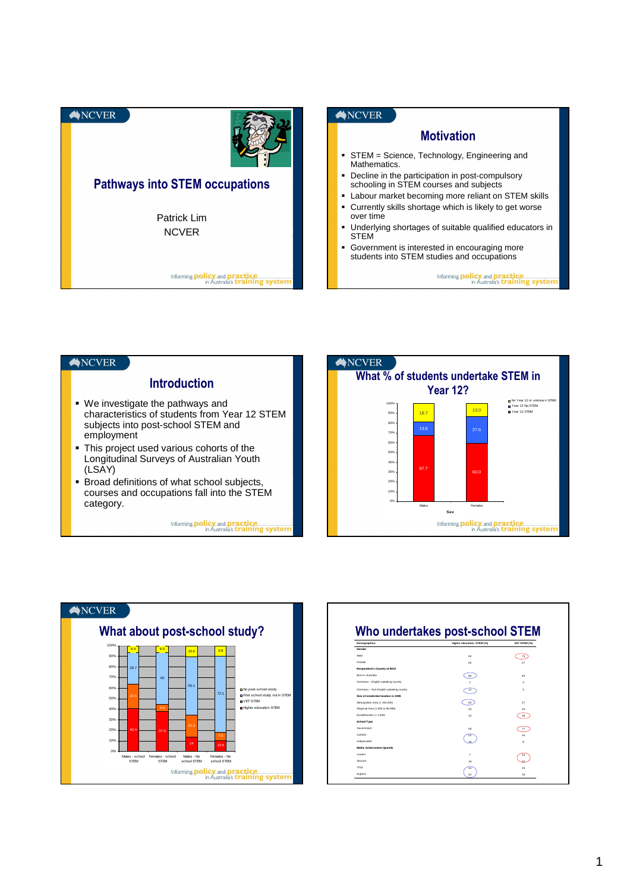## Pathways into STEM occupations

Patrick Lim

NCVER

## Motivation

- STEM = Science, Technology, Engineering and Mathematics.
- Decline in the participation in post-compulsory schooling in STEM courses and subjects
- Labour market becoming more reliant on STEM skills
- Currently skills shortage which is likely to get worse over time
- Underlying shortages of suitable qualified educators in STEM
- Government is interested in encouraging more students into STEM studies and occupations

## Introduction

- We investigate the pathways and characteristics of students from Year 12 STEM subjects into post-school STEM and employment
- This project used various cohorts of the Longitudinal Surveys of Australian Youth (LSAY)
- Broad definitions of what school subjects, courses and occupations fall into the STEM category.

## What % of students undertake STEM in Year 12?

| Sex | Year 12 STEM | Year 12 No STEM | No Year 12 or unknown STEM |
|---|---|---|---|
| Males | 67.7 | 13.6 | 18.7 |
| Females | 60.0 | 27.6 | 13.0 |

## What about post-school study?

| | Higher education STEM | VET STEM | Post school study not in STEM | No post-school study |
|---|---|---|---|---|
| Males - school STEM | 40.4 | 23.6 | 29.7 | 6.4 |
| Females - school STEM | 37.6 | 6.8 | 49 | 6.5 |
| Males - No school STEM | 14 | 20.3 | 55.1 | 10.6 |
| Females - No school STEM | 10.6 | 7.6 | 72.1 | 9.8 |

## Who undertakes post-school STEM

| Demographics | Higher education STEM (%) | VET STEM (%) |
|---|---|---|
| **Gender** | | |
| Male | 50 | 73 |
| Female | 50 | 27 |
| **Respondent's Country of Birth** | | |
| Born in Australia | 86 | 93 |
| Overseas – English speaking country | 2 | 3 |
| Overseas – Non-English speaking country | 12 | 4 |
| **Size of residential location in 1995** | | |
| Metropolitan Area (> 100,000) | 60 | 47 |
| Regional Area (1,000 to 99,999) | 25 | 25 |
| Rural/Remote (< 1,000) | 15 | 28 |
| **School Type** | | |
| Government | 58 | 77 |
| Catholic | 22 | 15 |
| Independent | 19 | 8 |
| **Maths Achievement Quartile** | | |
| Lowest | 7 | 22 |
| Second | 18 | 32 |
| Third | 34 | 28 |
| Highest | 42 | 18 |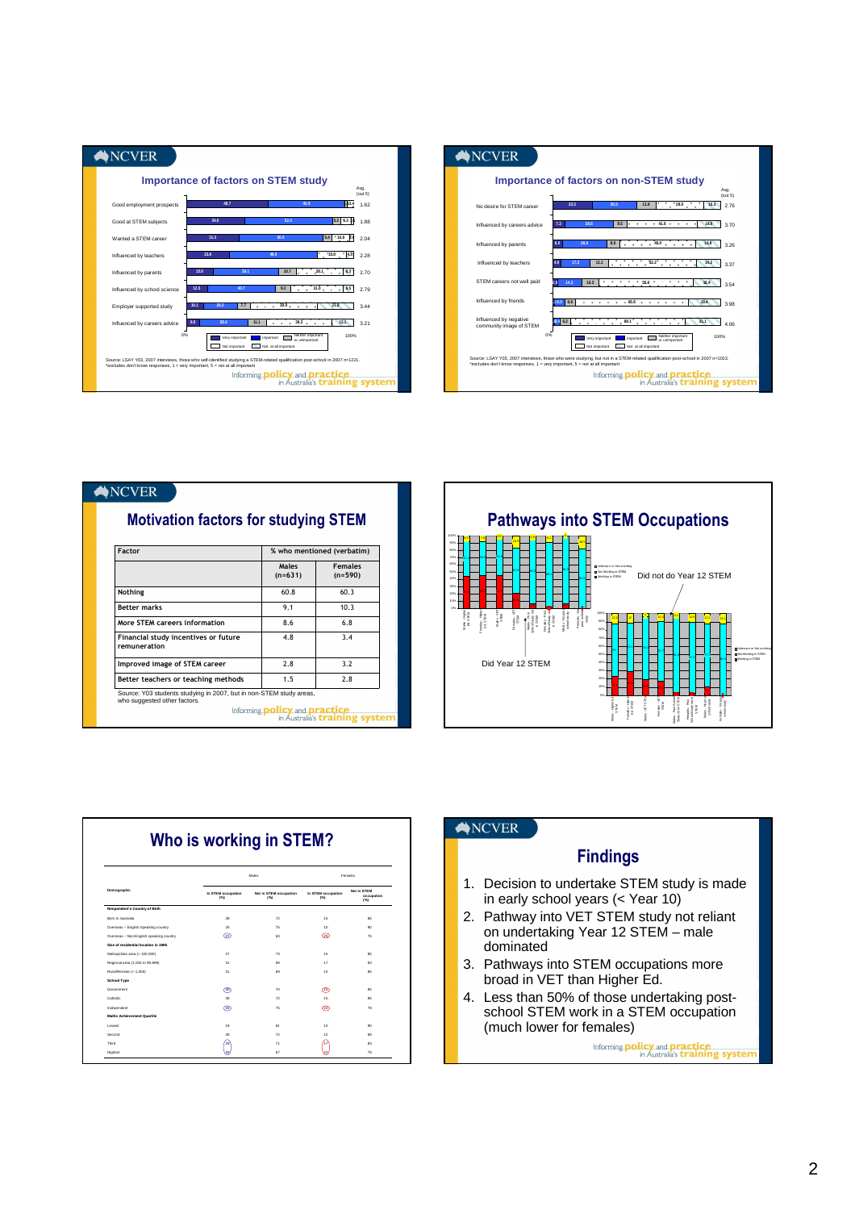## Importance of factors on STEM study

| Factor | Very important | Important | Neither important or unimportant | Not important | Not at all important | Avg. (out 5) |
|---|---|---|---|---|---|---|
| Good employment prospects | 48.7 | 45.9 | | | 3.4 | 1.62 |
| Good at STEM subjects | 34.6 | 52.4 | | 8.2 | 4.3 | 1.88 |
| Wanted a STEM career | 31.3 | 50.0 | 5.4 | 10.0 | 3.3 | 2.04 |
| Influenced by teachers | 23.8 | 48.9 | | 15.0 | 4.9 | 2.28 |
| Influenced by parents | 15.0 | 39.1 | 10.7 | 28.1 | 6.7 | 2.70 |
| Influenced by school science | 12.5 | 40.7 | 9.2 | 31.0 | 6.5 | 2.79 |
| Employer supported study | 10.1 | 20.2 | 7.7 | 39.9 | 21.8 | 3.44 |
| Influenced by careers advice | 8.8 | 24.4 | 11.1 | 36.2 | 13.3 | 3.21 |

Source: LSAY Y03, 2007 interviews, those who self-identified studying a STEM-related qualification post-school in 2007 n=1221.
*excludes don't know responses, 1 = very important, 5 = not at all important

Informing policy and practice in Australia's training system

## Importance of factors on non-STEM study

| Factor | Very important | Important | Neither important or unimportant | Not important | Not at all important | Avg. (out 5) |
|---|---|---|---|---|---|---|
| No desire for STEM career | 23.3 | 26.5 | 11.6 | 28.0 | 10.3 | 2.76 |
| Influenced by careers advice | 7.3 | 28.5 | 8.5 | 41.6 | 14.8 | 3.70 |
| Influenced by parents | 6.6 | 26.0 | 8.8 | 55.0 | 14.8 | 3.26 |
| Influenced by teachers | 4.9 | 17.3 | 11.1 | 52.2 | 14.2 | 3.37 |
| STEM careers not well paid | 2.9 | 14.3 | 18.3 | 58.0 | 16.4 | 3.54 |
| Influenced by friends | 0.0 | 6.6 | | 66.0 | 19.4 | 3.98 |
| Influenced by negative community image of STEM | 1.7 | 6.2 | | 69.1 | 21.1 | 4.06 |

Source: LSAY Y03, 2007 interviews, those who were studying, but not in a STEM-related qualification post-school in 2007 n=1013.
*excludes don't know responses, 1 = very important, 5 = not at all important

Informing policy and practice in Australia's training system

## Motivation factors for studying STEM

| Factor | % who mentioned (verbatim) | |
|---|---|---|
| | Males (n=631) | Females (n=590) |
| Nothing | 60.8 | 60.3 |
| Better marks | 9.1 | 10.3 |
| More STEM careers information | 8.6 | 6.8 |
| Financial study incentives or future remuneration | 4.8 | 3.4 |
| Improved image of STEM career | 2.8 | 3.2 |
| Better teachers or teaching methods | 1.5 | 2.8 |

Source: Y03 students studying in 2007, but in non-STEM study areas, who suggested other factors.

Informing policy and practice in Australia's training system

## Pathways into STEM Occupations

Did Year 12 STEM

Did not do Year 12 STEM

## Who is working in STEM?

| Demographic | Males: In STEM occupation (%) | Males: Not in STEM occupation (%) | Females: In STEM occupation (%) | Females: Not in STEM occupation (%) |
|---|---|---|---|---|
| **Respondent's Country of Birth** | | | | |
| Born in Australia | 28 | 72 | 15 | 85 |
| Overseas – English Speaking country | 25 | 75 | 10 | 90 |
| Overseas – Non-English speaking country | 17 | 83 | 25 | 75 |
| **Size of residential location in 1995** | | | | |
| Metropolitan area (> 100,000) | 27 | 73 | 15 | 85 |
| Regional area (1,000 to 99,999) | 31 | 69 | 17 | 83 |
| Rural/Remote (< 1,000) | 31 | 69 | 15 | 85 |
| **School Type** | | | | |
| Government | 30 | 70 | 15 | 85 |
| Catholic | 28 | 72 | 15 | 85 |
| Independent | 25 | 75 | 22 | 78 |
| **Maths Achievement Quartile** | | | | |
| Lowest | 19 | 81 | 10 | 90 |
| Second | 28 | 72 | 12 | 88 |
| Third | 29 | 71 | 17 | 83 |
| Highest | 33 | 67 | 22 | 78 |

## Findings

1. Decision to undertake STEM study is made in early school years (< Year 10)
2. Pathway into VET STEM study not reliant on undertaking Year 12 STEM – male dominated
3. Pathways into STEM occupations more broad in VET than Higher Ed.
4. Less than 50% of those undertaking post-school STEM work in a STEM occupation (much lower for females)

Informing policy and practice in Australia's training system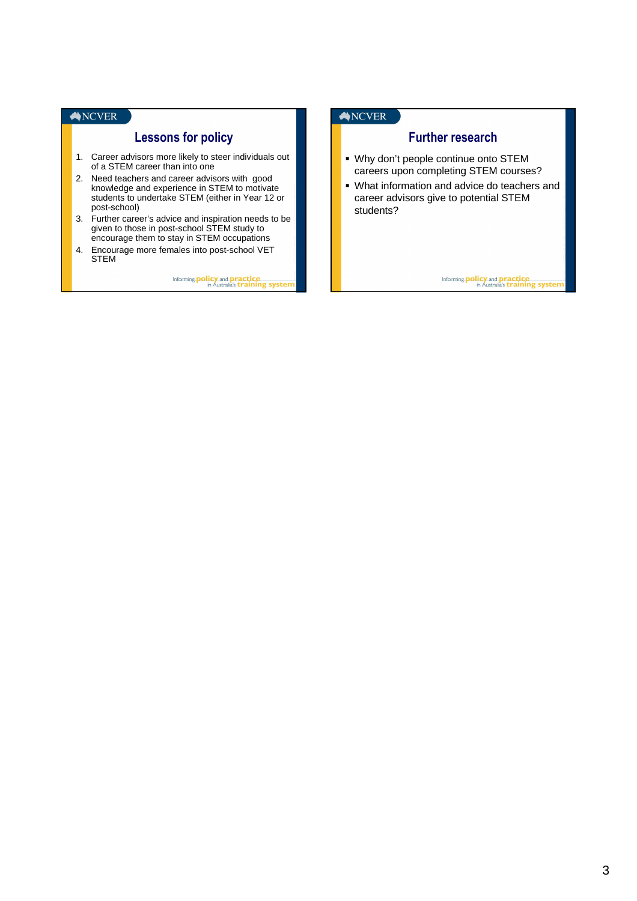## Lessons for policy

1. Career advisors more likely to steer individuals out of a STEM career than into one
2. Need teachers and career advisors with good knowledge and experience in STEM to motivate students to undertake STEM (either in Year 12 or post-school)
3. Further career's advice and inspiration needs to be given to those in post-school STEM study to encourage them to stay in STEM occupations
4. Encourage more females into post-school VET STEM

## Further research

- Why don't people continue onto STEM careers upon completing STEM courses?
- What information and advice do teachers and career advisors give to potential STEM students?